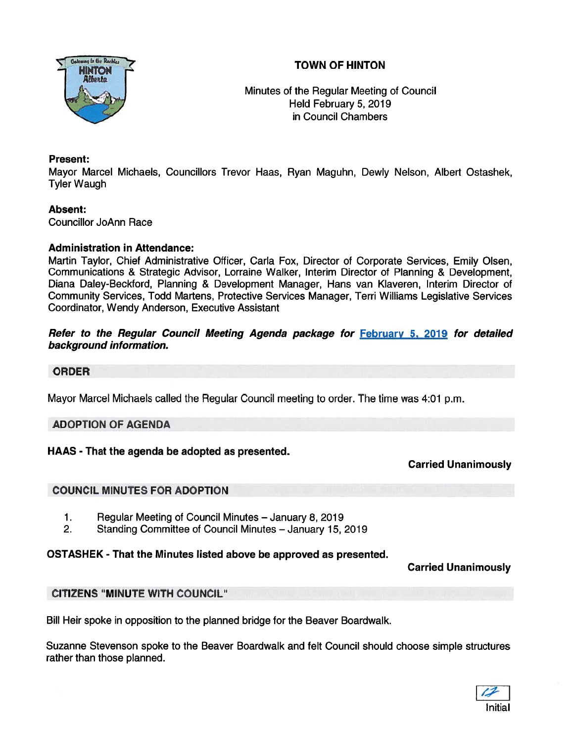# TOWN OF HINTON

Minutes of the Regular Meeting of Council
Held February 5, 2019
in Council Chambers

**Present:**
Mayor Marcel Michaels, Councillors Trevor Haas, Ryan Maguhn, Dewly Nelson, Albert Ostashek, Tyler Waugh

**Absent:**
Councillor JoAnn Race

**Administration in Attendance:**
Martin Taylor, Chief Administrative Officer, Carla Fox, Director of Corporate Services, Emily Olsen, Communications & Strategic Advisor, Lorraine Walker, Interim Director of Planning & Development, Diana Daley-Beckford, Planning & Development Manager, Hans van Klaveren, Interim Director of Community Services, Todd Martens, Protective Services Manager, Terri Williams Legislative Services Coordinator, Wendy Anderson, Executive Assistant

***Refer to the Regular Council Meeting Agenda package for February 5, 2019 for detailed background information.***

## ORDER

Mayor Marcel Michaels called the Regular Council meeting to order. The time was 4:01 p.m.

## ADOPTION OF AGENDA

**HAAS - That the agenda be adopted as presented.**

**Carried Unanimously**

## COUNCIL MINUTES FOR ADOPTION

1. Regular Meeting of Council Minutes – January 8, 2019
2. Standing Committee of Council Minutes – January 15, 2019

**OSTASHEK - That the Minutes listed above be approved as presented.**

**Carried Unanimously**

## CITIZENS "MINUTE WITH COUNCIL"

Bill Heir spoke in opposition to the planned bridge for the Beaver Boardwalk.

Suzanne Stevenson spoke to the Beaver Boardwalk and felt Council should choose simple structures rather than those planned.

Initial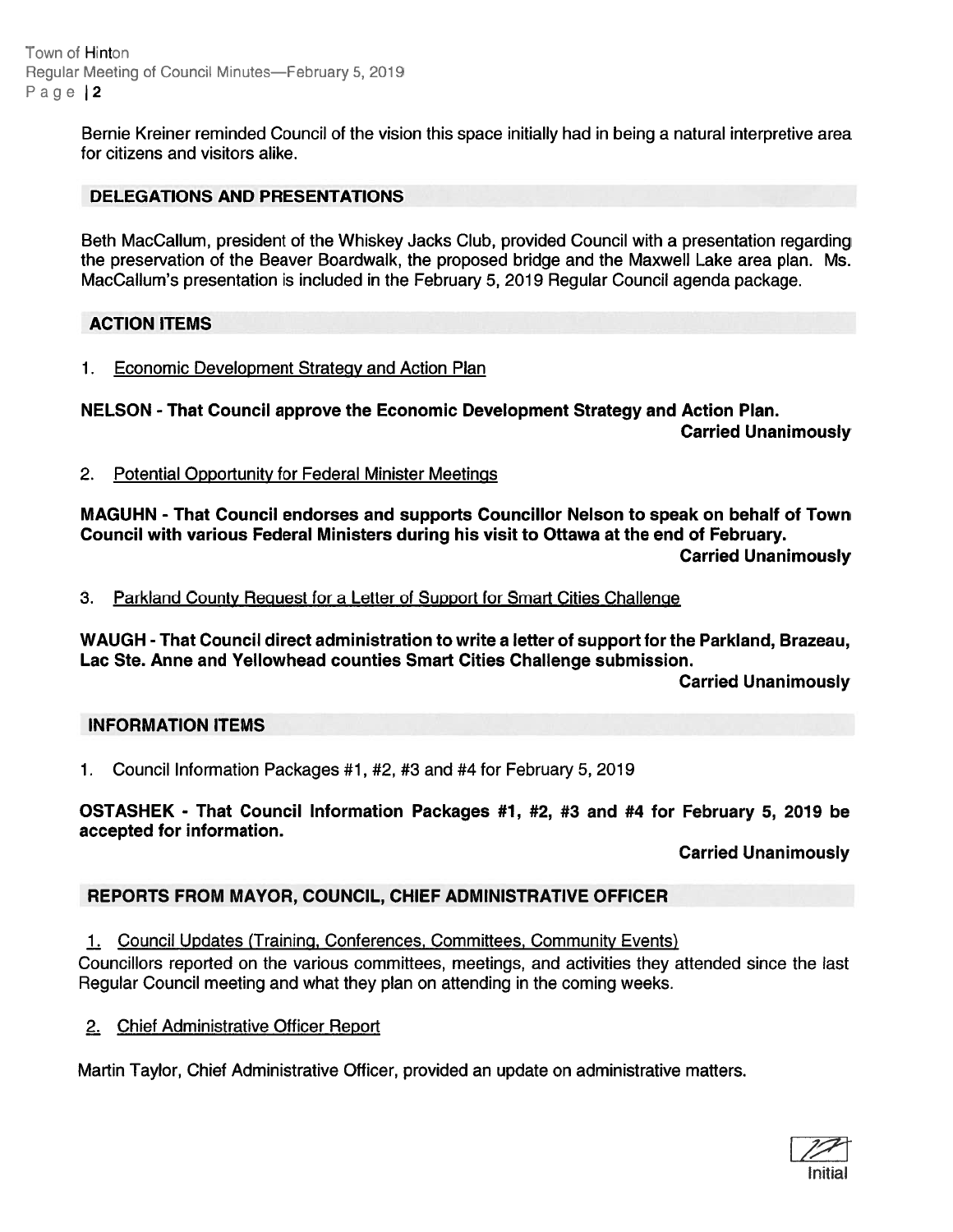Bernie Kreiner reminded Council of the vision this space initially had in being a natural interpretive area for citizens and visitors alike.

## DELEGATIONS AND PRESENTATIONS

Beth MacCallum, president of the Whiskey Jacks Club, provided Council with a presentation regarding the preservation of the Beaver Boardwalk, the proposed bridge and the Maxwell Lake area plan. Ms. MacCallum's presentation is included in the February 5, 2019 Regular Council agenda package.

## ACTION ITEMS

1. Economic Development Strategy and Action Plan

**NELSON - That Council approve the Economic Development Strategy and Action Plan.**
**Carried Unanimously**

2. Potential Opportunity for Federal Minister Meetings

**MAGUHN - That Council endorses and supports Councillor Nelson to speak on behalf of Town Council with various Federal Ministers during his visit to Ottawa at the end of February.**
**Carried Unanimously**

3. Parkland County Request for a Letter of Support for Smart Cities Challenge

**WAUGH - That Council direct administration to write a letter of support for the Parkland, Brazeau, Lac Ste. Anne and Yellowhead counties Smart Cities Challenge submission.**
**Carried Unanimously**

## INFORMATION ITEMS

1. Council Information Packages #1, #2, #3 and #4 for February 5, 2019

**OSTASHEK - That Council Information Packages #1, #2, #3 and #4 for February 5, 2019 be accepted for information.**
**Carried Unanimously**

## REPORTS FROM MAYOR, COUNCIL, CHIEF ADMINISTRATIVE OFFICER

1. Council Updates (Training, Conferences, Committees, Community Events)

Councillors reported on the various committees, meetings, and activities they attended since the last Regular Council meeting and what they plan on attending in the coming weeks.

2. Chief Administrative Officer Report

Martin Taylor, Chief Administrative Officer, provided an update on administrative matters.

Initial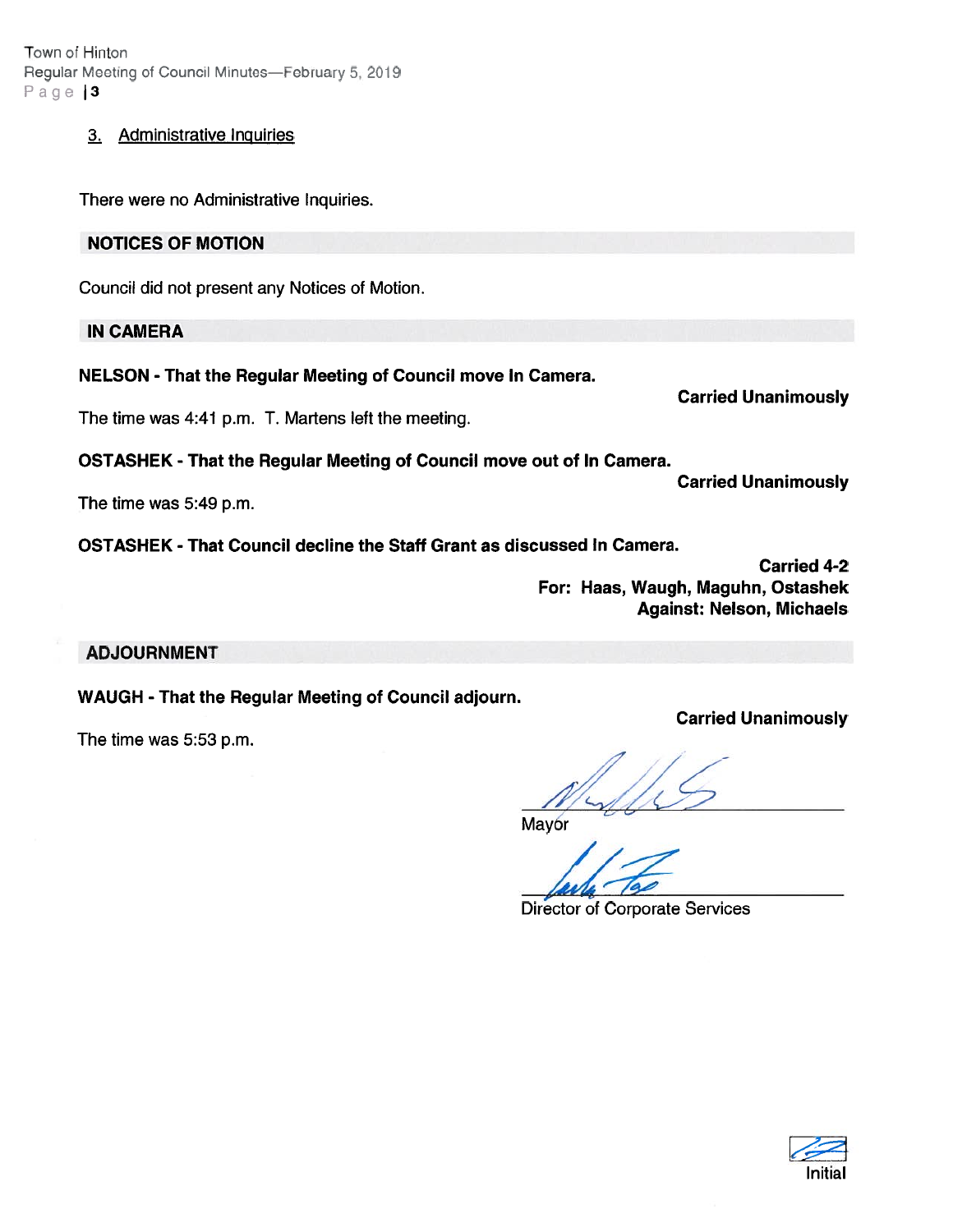### 3. Administrative Inquiries

There were no Administrative Inquiries.

## NOTICES OF MOTION

Council did not present any Notices of Motion.

## IN CAMERA

**NELSON - That the Regular Meeting of Council move In Camera.**

**Carried Unanimously**

The time was 4:41 p.m. T. Martens left the meeting.

**OSTASHEK - That the Regular Meeting of Council move out of In Camera.**

**Carried Unanimously**

The time was 5:49 p.m.

**OSTASHEK - That Council decline the Staff Grant as discussed In Camera.**

**Carried 4-2**
**For: Haas, Waugh, Maguhn, Ostashek**
**Against: Nelson, Michaels**

## ADJOURNMENT

**WAUGH - That the Regular Meeting of Council adjourn.**

**Carried Unanimously**

The time was 5:53 p.m.

Mayor

Director of Corporate Services

Initial